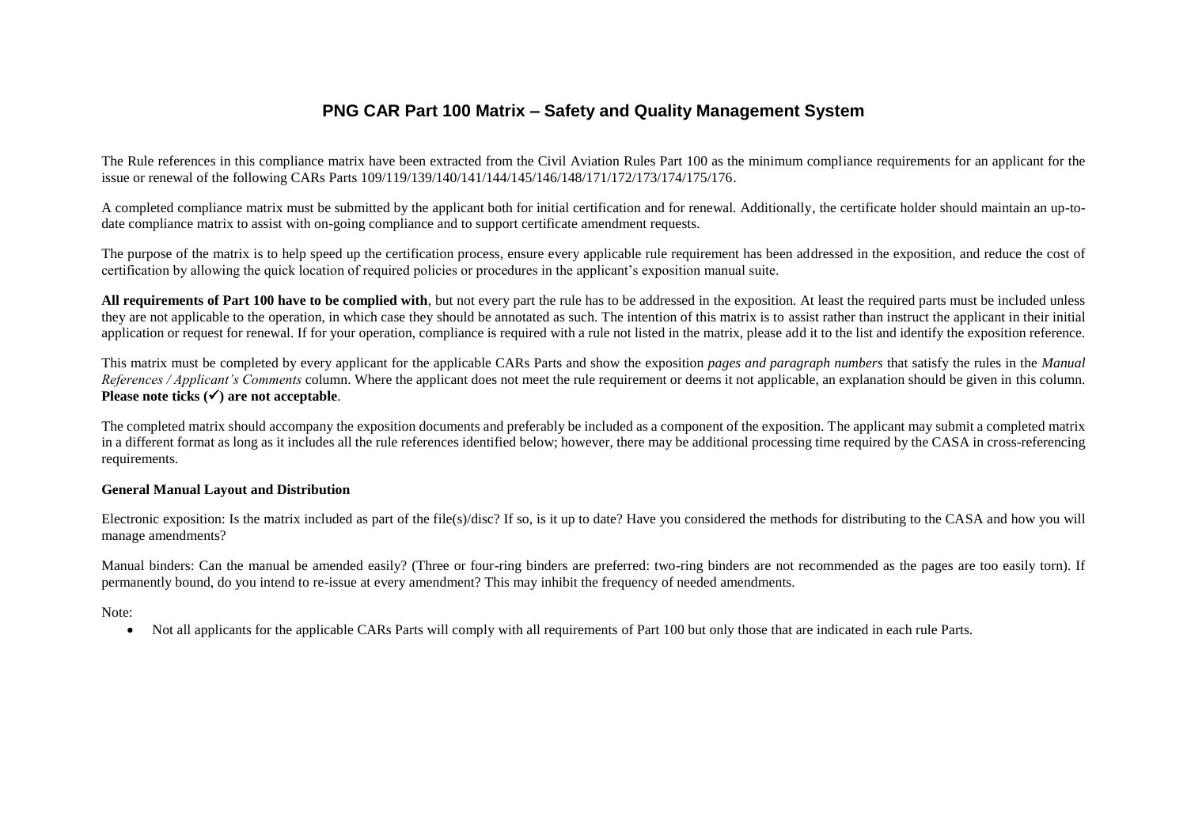# PNG CAR Part 100 Matrix – Safety and Quality Management System

The Rule references in this compliance matrix have been extracted from the Civil Aviation Rules Part 100 as the minimum compliance requirements for an applicant for the issue or renewal of the following CARs Parts 109/119/139/140/141/144/145/146/148/171/172/173/174/175/176.

A completed compliance matrix must be submitted by the applicant both for initial certification and for renewal. Additionally, the certificate holder should maintain an up-to-date compliance matrix to assist with on-going compliance and to support certificate amendment requests.

The purpose of the matrix is to help speed up the certification process, ensure every applicable rule requirement has been addressed in the exposition, and reduce the cost of certification by allowing the quick location of required policies or procedures in the applicant's exposition manual suite.

**All requirements of Part 100 have to be complied with**, but not every part the rule has to be addressed in the exposition. At least the required parts must be included unless they are not applicable to the operation, in which case they should be annotated as such. The intention of this matrix is to assist rather than instruct the applicant in their initial application or request for renewal. If for your operation, compliance is required with a rule not listed in the matrix, please add it to the list and identify the exposition reference.

This matrix must be completed by every applicant for the applicable CARs Parts and show the exposition *pages and paragraph numbers* that satisfy the rules in the *Manual References / Applicant's Comments* column. Where the applicant does not meet the rule requirement or deems it not applicable, an explanation should be given in this column. **Please note ticks (✓) are not acceptable**.

The completed matrix should accompany the exposition documents and preferably be included as a component of the exposition. The applicant may submit a completed matrix in a different format as long as it includes all the rule references identified below; however, there may be additional processing time required by the CASA in cross-referencing requirements.

**General Manual Layout and Distribution**

Electronic exposition: Is the matrix included as part of the file(s)/disc? If so, is it up to date? Have you considered the methods for distributing to the CASA and how you will manage amendments?

Manual binders: Can the manual be amended easily? (Three or four-ring binders are preferred: two-ring binders are not recommended as the pages are too easily torn). If permanently bound, do you intend to re-issue at every amendment? This may inhibit the frequency of needed amendments.

Note:

- Not all applicants for the applicable CARs Parts will comply with all requirements of Part 100 but only those that are indicated in each rule Parts.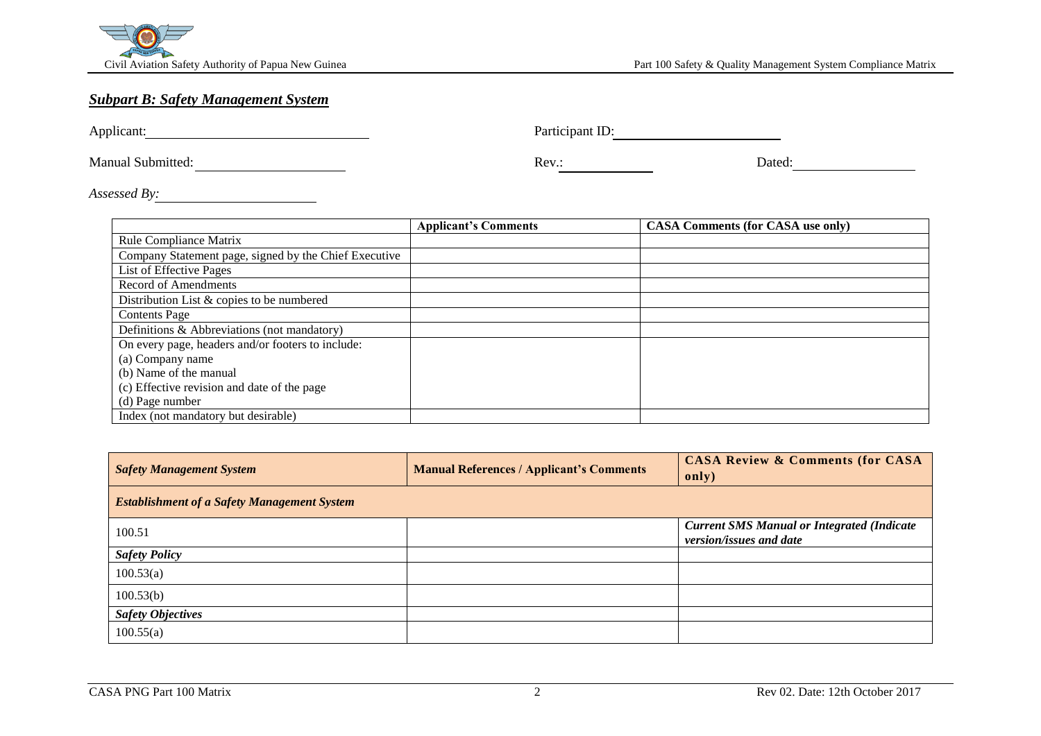## *Subpart B: Safety Management System*

Applicant: ____________________ Participant ID: ____________________

Manual Submitted: ____________________ Rev.: __________ Dated: ____________________

*Assessed By:* ____________________

| | Applicant's Comments | CASA Comments (for CASA use only) |
|---|---|---|
| Rule Compliance Matrix | | |
| Company Statement page, signed by the Chief Executive | | |
| List of Effective Pages | | |
| Record of Amendments | | |
| Distribution List & copies to be numbered | | |
| Contents Page | | |
| Definitions & Abbreviations (not mandatory) | | |
| On every page, headers and/or footers to include:<br>(a) Company name<br>(b) Name of the manual<br>(c) Effective revision and date of the page<br>(d) Page number | | |
| Index (not mandatory but desirable) | | |

| *Safety Management System* | Manual References / Applicant's Comments | CASA Review & Comments (for CASA only) |
|---|---|---|
| ***Establishment of a Safety Management System*** | | |
| 100.51 | | ***Current SMS Manual or Integrated (Indicate version/issues and date*** |
| ***Safety Policy*** | | |
| 100.53(a) | | |
| 100.53(b) | | |
| ***Safety Objectives*** | | |
| 100.55(a) | | |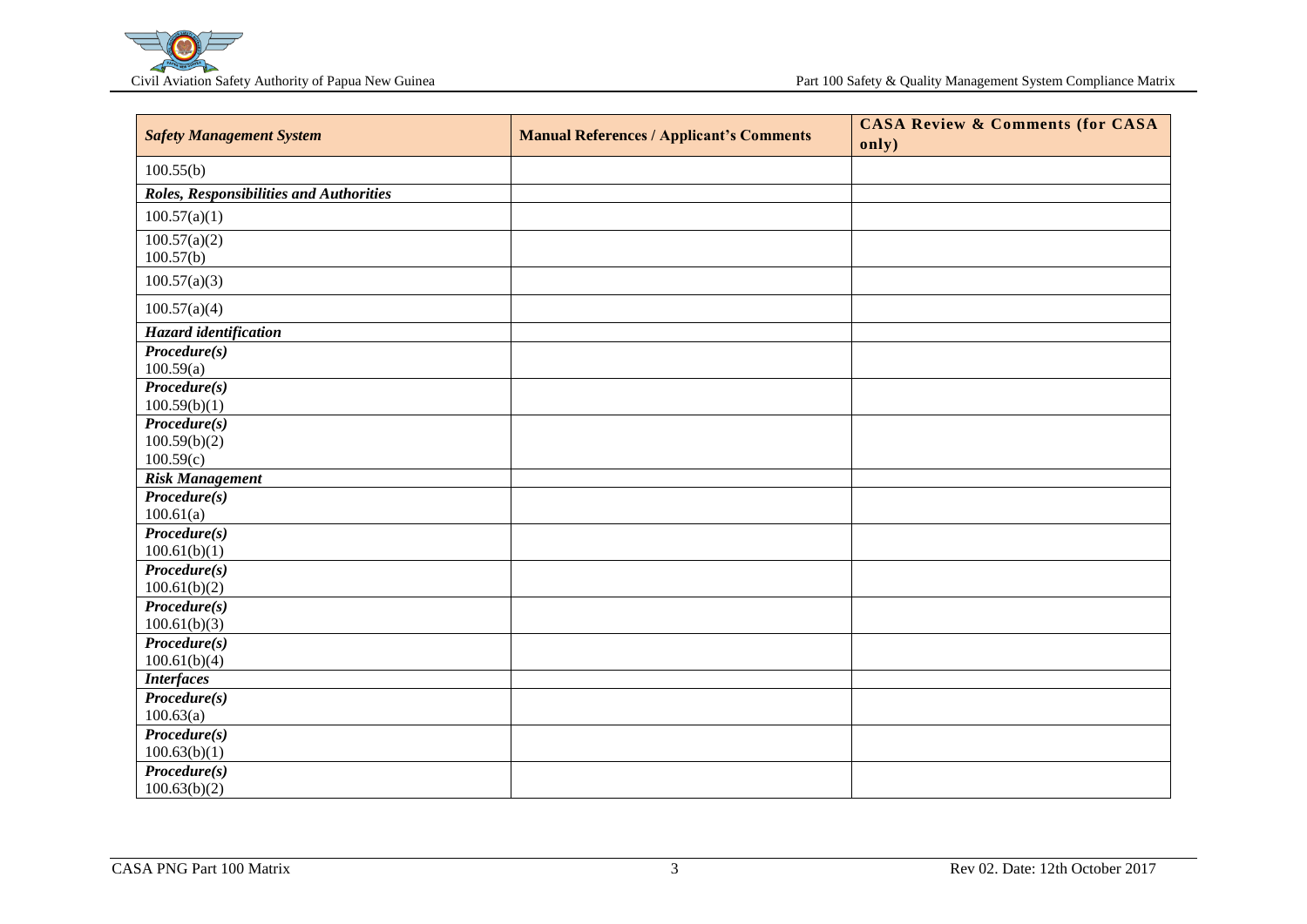| *Safety Management System* | **Manual References / Applicant's Comments** | **CASA Review & Comments (for CASA only)** |
|---|---|---|
| 100.55(b) | | |
| ***Roles, Responsibilities and Authorities*** | | |
| 100.57(a)(1) | | |
| 100.57(a)(2)<br>100.57(b) | | |
| 100.57(a)(3) | | |
| 100.57(a)(4) | | |
| ***Hazard identification*** | | |
| ***Procedure(s)***<br>100.59(a) | | |
| ***Procedure(s)***<br>100.59(b)(1) | | |
| ***Procedure(s)***<br>100.59(b)(2)<br>100.59(c) | | |
| ***Risk Management*** | | |
| ***Procedure(s)***<br>100.61(a) | | |
| ***Procedure(s)***<br>100.61(b)(1) | | |
| ***Procedure(s)***<br>100.61(b)(2) | | |
| ***Procedure(s)***<br>100.61(b)(3) | | |
| ***Procedure(s)***<br>100.61(b)(4) | | |
| ***Interfaces*** | | |
| ***Procedure(s)***<br>100.63(a) | | |
| ***Procedure(s)***<br>100.63(b)(1) | | |
| ***Procedure(s)***<br>100.63(b)(2) | | |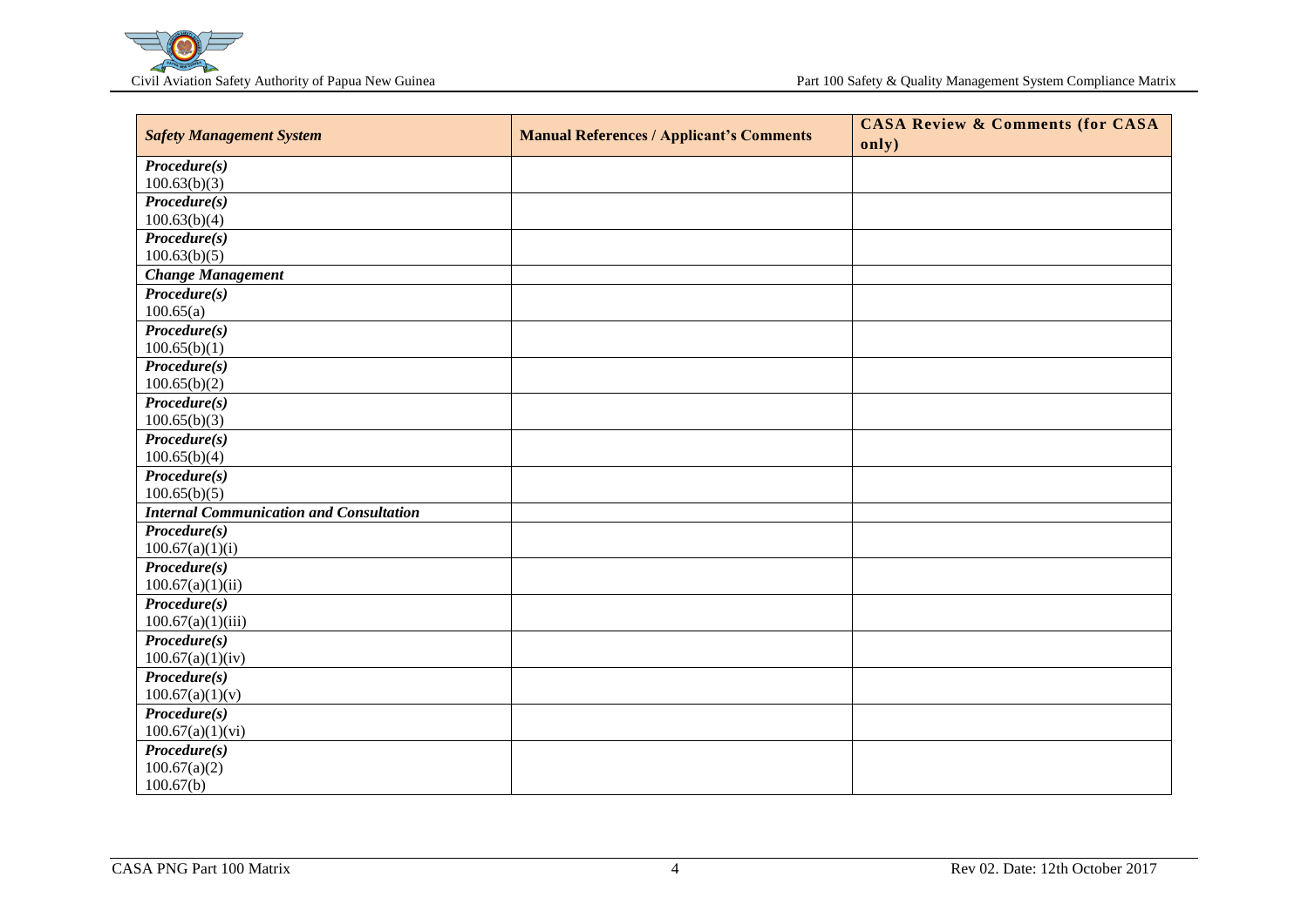| *Safety Management System* | **Manual References / Applicant's Comments** | **CASA Review & Comments (for CASA only)** |
|---|---|---|
| ***Procedure(s)***<br>100.63(b)(3) | | |
| ***Procedure(s)***<br>100.63(b)(4) | | |
| ***Procedure(s)***<br>100.63(b)(5) | | |
| ***Change Management*** | | |
| ***Procedure(s)***<br>100.65(a) | | |
| ***Procedure(s)***<br>100.65(b)(1) | | |
| ***Procedure(s)***<br>100.65(b)(2) | | |
| ***Procedure(s)***<br>100.65(b)(3) | | |
| ***Procedure(s)***<br>100.65(b)(4) | | |
| ***Procedure(s)***<br>100.65(b)(5) | | |
| ***Internal Communication and Consultation*** | | |
| ***Procedure(s)***<br>100.67(a)(1)(i) | | |
| ***Procedure(s)***<br>100.67(a)(1)(ii) | | |
| ***Procedure(s)***<br>100.67(a)(1)(iii) | | |
| ***Procedure(s)***<br>100.67(a)(1)(iv) | | |
| ***Procedure(s)***<br>100.67(a)(1)(v) | | |
| ***Procedure(s)***<br>100.67(a)(1)(vi) | | |
| ***Procedure(s)***<br>100.67(a)(2)<br>100.67(b) | | |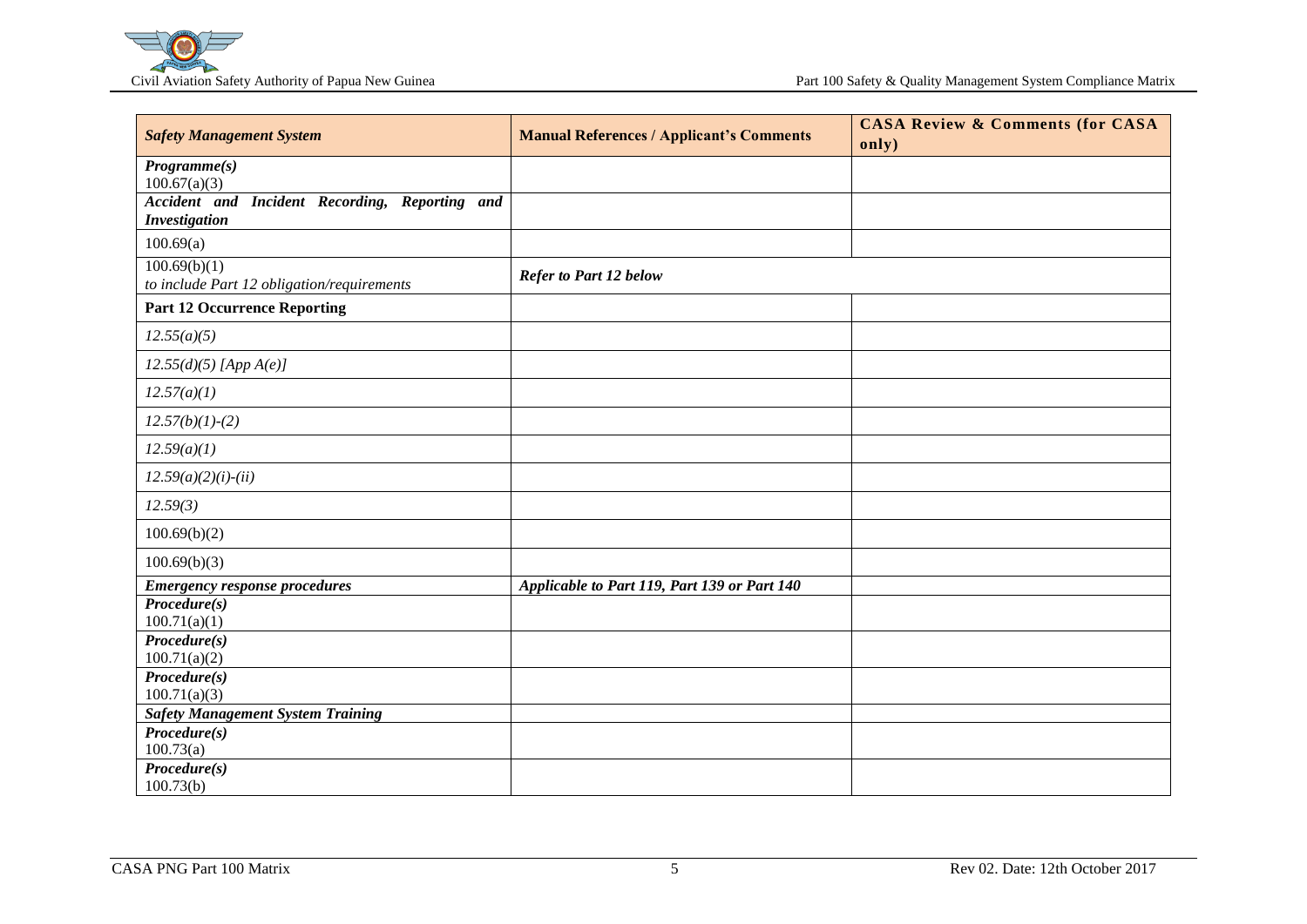| *Safety Management System* | **Manual References / Applicant's Comments** | **CASA Review & Comments (for CASA only)** |
|---|---|---|
| ***Programme(s)*** <br> 100.67(a)(3) | | |
| ***Accident and Incident Recording, Reporting and Investigation*** | | |
| 100.69(a) | | |
| 100.69(b)(1) <br> *to include Part 12 obligation/requirements* | ***Refer to Part 12 below*** | |
| **Part 12 Occurrence Reporting** | | |
| *12.55(a)(5)* | | |
| *12.55(d)(5) [App A(e)]* | | |
| *12.57(a)(1)* | | |
| *12.57(b)(1)-(2)* | | |
| *12.59(a)(1)* | | |
| *12.59(a)(2)(i)-(ii)* | | |
| *12.59(3)* | | |
| 100.69(b)(2) | | |
| 100.69(b)(3) | | |
| ***Emergency response procedures*** | ***Applicable to Part 119, Part 139 or Part 140*** | |
| ***Procedure(s)*** <br> 100.71(a)(1) | | |
| ***Procedure(s)*** <br> 100.71(a)(2) | | |
| ***Procedure(s)*** <br> 100.71(a)(3) | | |
| ***Safety Management System Training*** | | |
| ***Procedure(s)*** <br> 100.73(a) | | |
| ***Procedure(s)*** <br> 100.73(b) | | |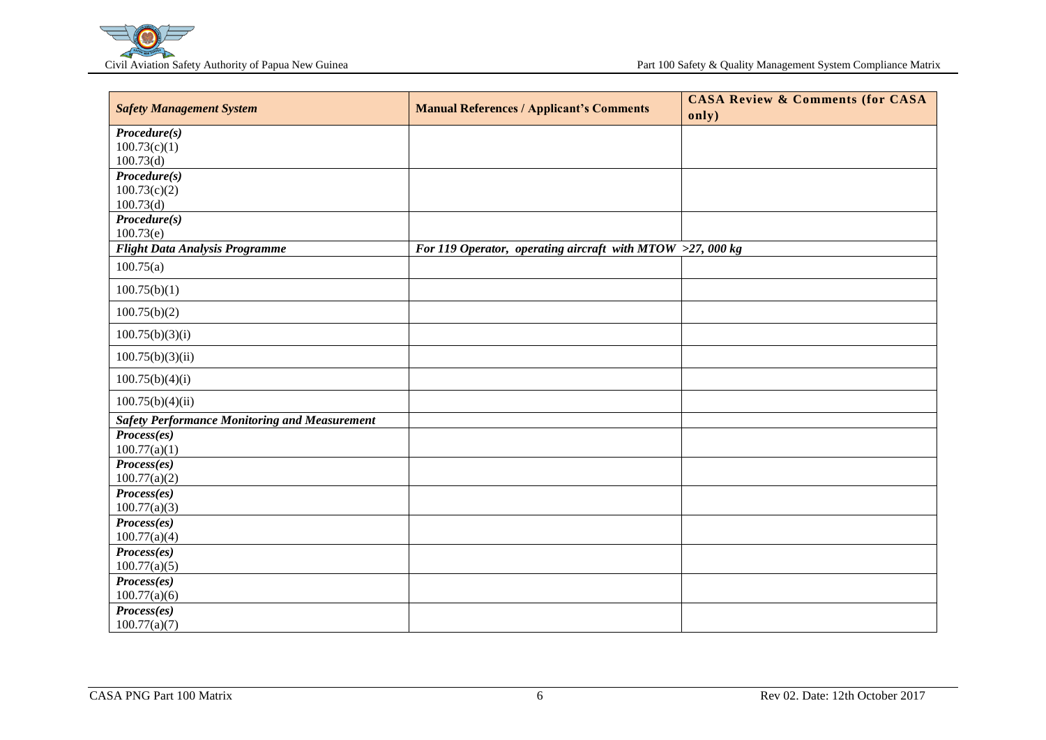| *Safety Management System* | **Manual References / Applicant's Comments** | **CASA Review & Comments (for CASA only)** |
|---|---|---|
| ***Procedure(s)***<br>100.73(c)(1)<br>100.73(d) | | |
| ***Procedure(s)***<br>100.73(c)(2)<br>100.73(d) | | |
| ***Procedure(s)***<br>100.73(e) | | |
| ***Flight Data Analysis Programme*** | ***For 119 Operator, operating aircraft with MTOW >27, 000 kg*** | |
| 100.75(a) | | |
| 100.75(b)(1) | | |
| 100.75(b)(2) | | |
| 100.75(b)(3)(i) | | |
| 100.75(b)(3)(ii) | | |
| 100.75(b)(4)(i) | | |
| 100.75(b)(4)(ii) | | |
| ***Safety Performance Monitoring and Measurement*** | | |
| ***Process(es)***<br>100.77(a)(1) | | |
| ***Process(es)***<br>100.77(a)(2) | | |
| ***Process(es)***<br>100.77(a)(3) | | |
| ***Process(es)***<br>100.77(a)(4) | | |
| ***Process(es)***<br>100.77(a)(5) | | |
| ***Process(es)***<br>100.77(a)(6) | | |
| ***Process(es)***<br>100.77(a)(7) | | |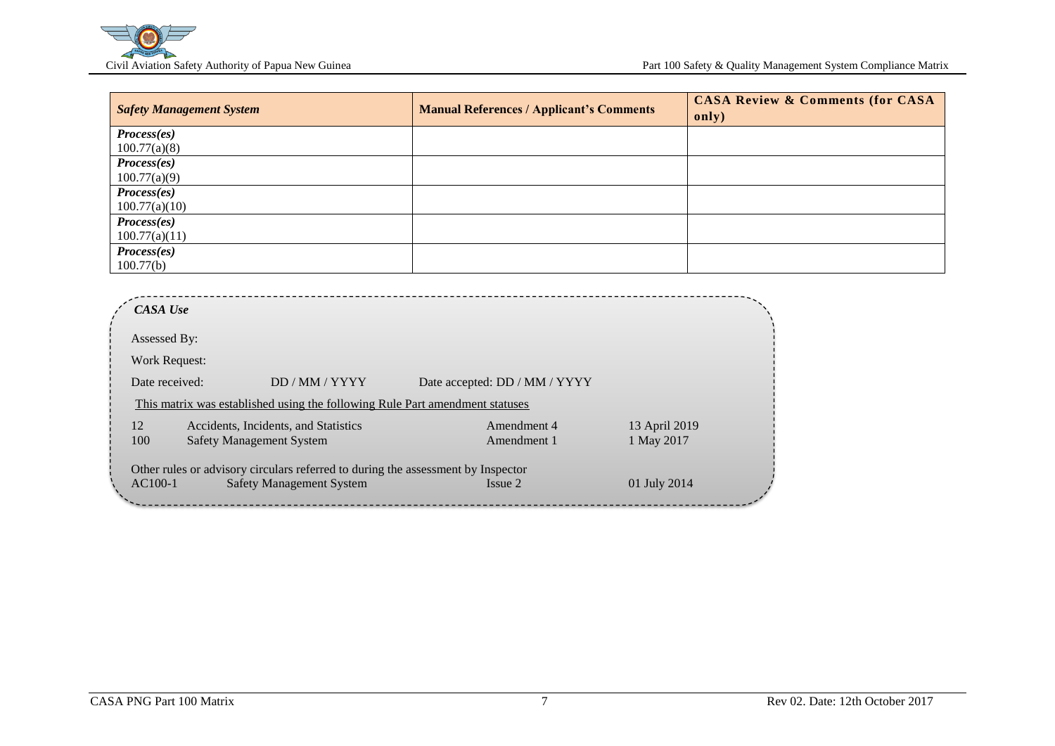| *Safety Management System* | **Manual References / Applicant's Comments** | **CASA Review & Comments (for CASA only)** |
|---|---|---|
| ***Process(es)***<br>100.77(a)(8) | | |
| ***Process(es)***<br>100.77(a)(9) | | |
| ***Process(es)***<br>100.77(a)(10) | | |
| ***Process(es)***<br>100.77(a)(11) | | |
| ***Process(es)***<br>100.77(b) | | |

***CASA Use***

Assessed By:

Work Request:

Date received: DD / MM / YYYY Date accepted: DD / MM / YYYY

This matrix was established using the following Rule Part amendment statuses

| | | | |
|---|---|---|---|
| 12 | Accidents, Incidents, and Statistics | Amendment 4 | 13 April 2019 |
| 100 | Safety Management System | Amendment 1 | 1 May 2017 |

Other rules or advisory circulars referred to during the assessment by Inspector

| | | | |
|---|---|---|---|
| AC100-1 | Safety Management System | Issue 2 | 01 July 2014 |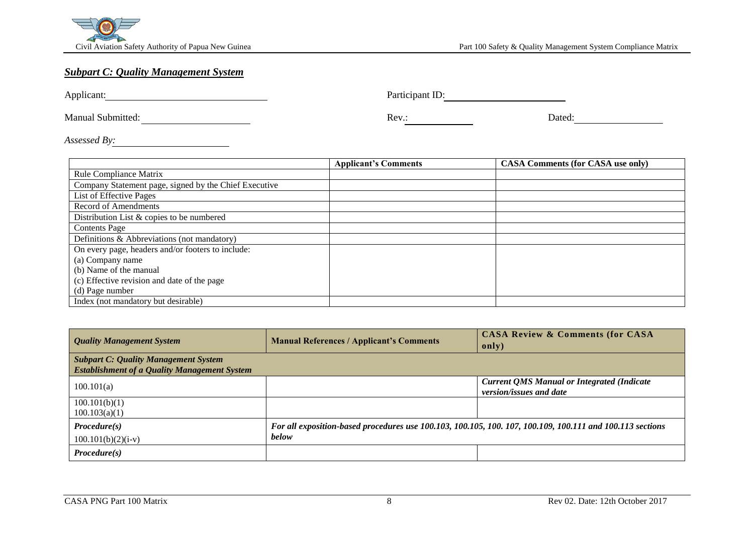## ***Subpart C: Quality Management System***

Applicant: ______________________ Participant ID: ______________________

Manual Submitted: ______________________ Rev.: ____________ Dated: ______________________

*Assessed By:* ______________________

| | Applicant's Comments | CASA Comments (for CASA use only) |
|---|---|---|
| Rule Compliance Matrix | | |
| Company Statement page, signed by the Chief Executive | | |
| List of Effective Pages | | |
| Record of Amendments | | |
| Distribution List & copies to be numbered | | |
| Contents Page | | |
| Definitions & Abbreviations (not mandatory) | | |
| On every page, headers and/or footers to include:<br>(a) Company name<br>(b) Name of the manual<br>(c) Effective revision and date of the page<br>(d) Page number | | |
| Index (not mandatory but desirable) | | |

| ***Quality Management System*** | **Manual References / Applicant's Comments** | **CASA Review & Comments (for CASA only)** |
|---|---|---|
| ***Subpart C: Quality Management System***<br>***Establishment of a Quality Management System*** | | |
| 100.101(a) | | ***Current QMS Manual or Integrated (Indicate version/issues and date*** |
| 100.101(b)(1)<br>100.103(a)(1) | | |
| ***Procedure(s)***<br>100.101(b)(2)(i-v) | ***For all exposition-based procedures use 100.103, 100.105, 100. 107, 100.109, 100.111 and 100.113 sections below*** | |
| ***Procedure(s)*** | | |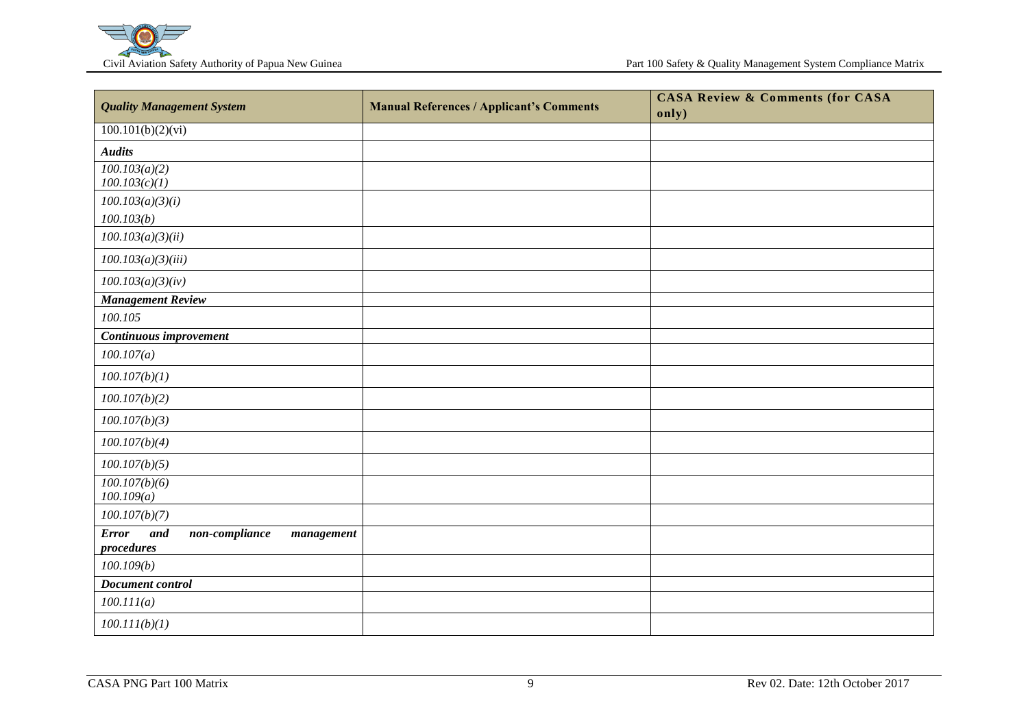| *Quality Management System* | **Manual References / Applicant's Comments** | **CASA Review & Comments (for CASA only)** |
|---|---|---|
| 100.101(b)(2)(vi) | | |
| ***Audits*** | | |
| *100.103(a)(2)*<br>*100.103(c)(1)* | | |
| *100.103(a)(3)(i)*<br>*100.103(b)* | | |
| *100.103(a)(3)(ii)* | | |
| *100.103(a)(3)(iii)* | | |
| *100.103(a)(3)(iv)* | | |
| ***Management Review*** | | |
| *100.105* | | |
| ***Continuous improvement*** | | |
| *100.107(a)* | | |
| *100.107(b)(1)* | | |
| *100.107(b)(2)* | | |
| *100.107(b)(3)* | | |
| *100.107(b)(4)* | | |
| *100.107(b)(5)* | | |
| *100.107(b)(6)*<br>*100.109(a)* | | |
| *100.107(b)(7)* | | |
| ***Error and non-compliance management procedures*** | | |
| *100.109(b)* | | |
| ***Document control*** | | |
| *100.111(a)* | | |
| *100.111(b)(1)* | | |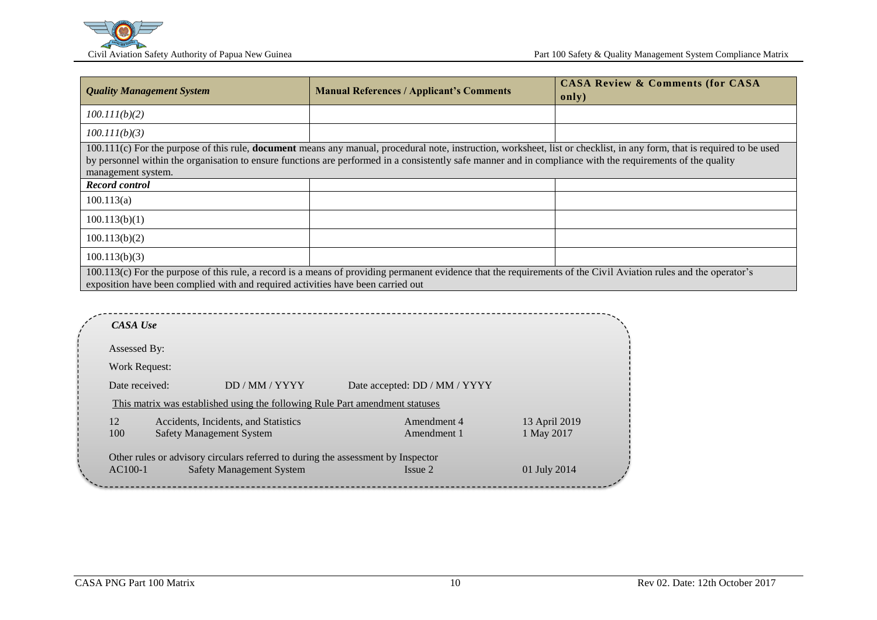| *Quality Management System* | **Manual References / Applicant's Comments** | **CASA Review & Comments (for CASA only)** |
|---|---|---|
| *100.111(b)(2)* | | |
| *100.111(b)(3)* | | |
| 100.111(c) For the purpose of this rule, **document** means any manual, procedural note, instruction, worksheet, list or checklist, in any form, that is required to be used by personnel within the organisation to ensure functions are performed in a consistently safe manner and in compliance with the requirements of the quality management system. | | |
| ***Record control*** | | |
| 100.113(a) | | |
| 100.113(b)(1) | | |
| 100.113(b)(2) | | |
| 100.113(b)(3) | | |
| 100.113(c) For the purpose of this rule, a record is a means of providing permanent evidence that the requirements of the Civil Aviation rules and the operator's exposition have been complied with and required activities have been carried out | | |

***CASA Use***

Assessed By:

Work Request:

Date received: DD / MM / YYYY Date accepted: DD / MM / YYYY

This matrix was established using the following Rule Part amendment statuses

| | | | |
|---|---|---|---|
| 12 | Accidents, Incidents, and Statistics | Amendment 4 | 13 April 2019 |
| 100 | Safety Management System | Amendment 1 | 1 May 2017 |

Other rules or advisory circulars referred to during the assessment by Inspector

| | | | |
|---|---|---|---|
| AC100-1 | Safety Management System | Issue 2 | 01 July 2014 |